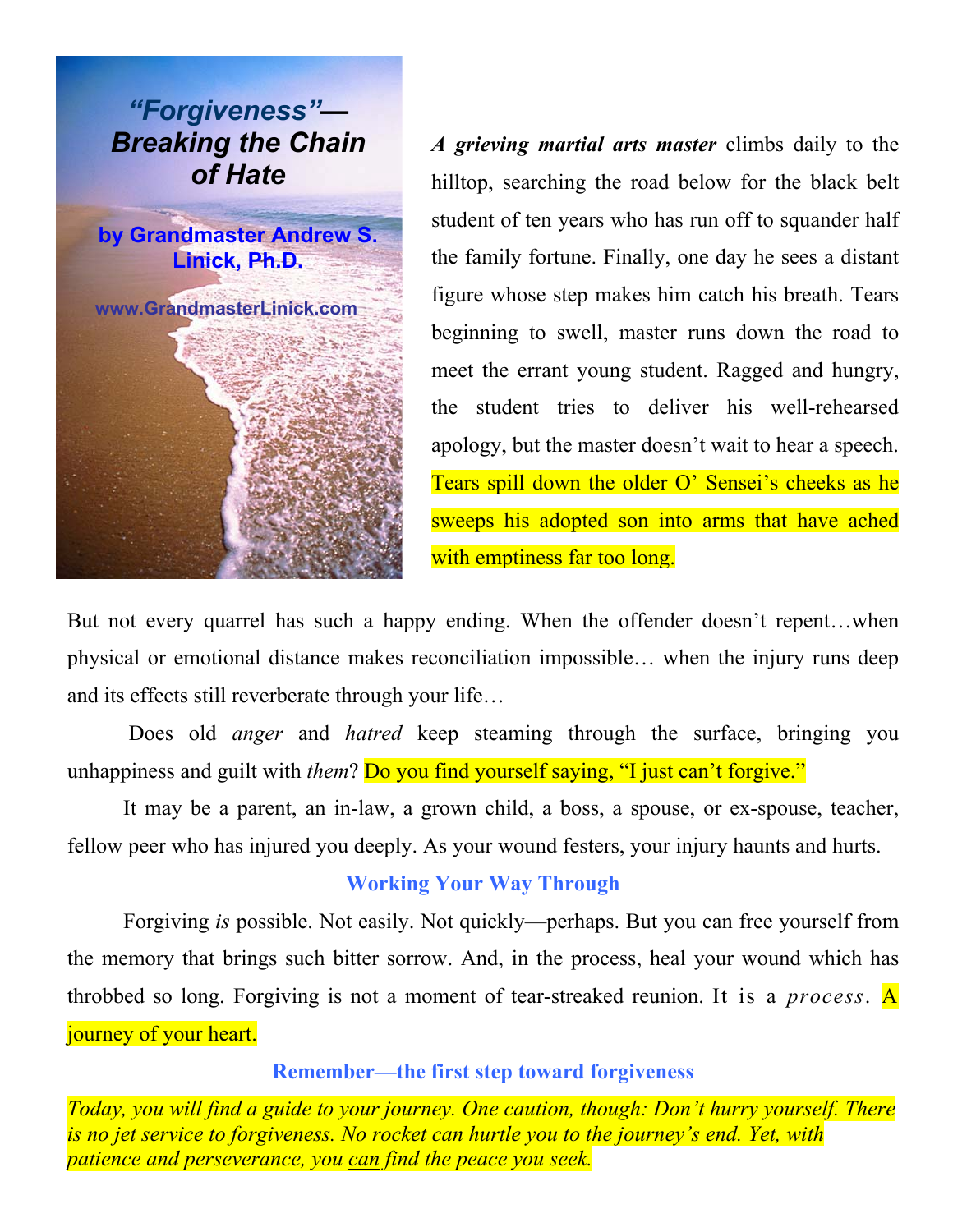# *"Forgiveness"*— *Breaking the Chain of Hate*

**by Grandmaster Andrew S. Linick, Ph.D.**

**www.GrandmasterLinick.com**

***A grieving martial arts master*** climbs daily to the hilltop, searching the road below for the black belt student of ten years who has run off to squander half the family fortune. Finally, one day he sees a distant figure whose step makes him catch his breath. Tears beginning to swell, master runs down the road to meet the errant young student. Ragged and hungry, the student tries to deliver his well-rehearsed apology, but the master doesn't wait to hear a speech. Tears spill down the older O' Sensei's cheeks as he sweeps his adopted son into arms that have ached with emptiness far too long.

But not every quarrel has such a happy ending. When the offender doesn't repent…when physical or emotional distance makes reconciliation impossible… when the injury runs deep and its effects still reverberate through your life…

Does old *anger* and *hatred* keep steaming through the surface, bringing you unhappiness and guilt with *them*? Do you find yourself saying, "I just can't forgive."

It may be a parent, an in-law, a grown child, a boss, a spouse, or ex-spouse, teacher, fellow peer who has injured you deeply. As your wound festers, your injury haunts and hurts.

### Working Your Way Through

Forgiving *is* possible. Not easily. Not quickly—perhaps. But you can free yourself from the memory that brings such bitter sorrow. And, in the process, heal your wound which has throbbed so long. Forgiving is not a moment of tear-streaked reunion. It is a *process*. A journey of your heart.

### Remember—the first step toward forgiveness

*Today, you will find a guide to your journey. One caution, though: Don't hurry yourself. There is no jet service to forgiveness. No rocket can hurtle you to the journey's end. Yet, with patience and perseverance, you can find the peace you seek.*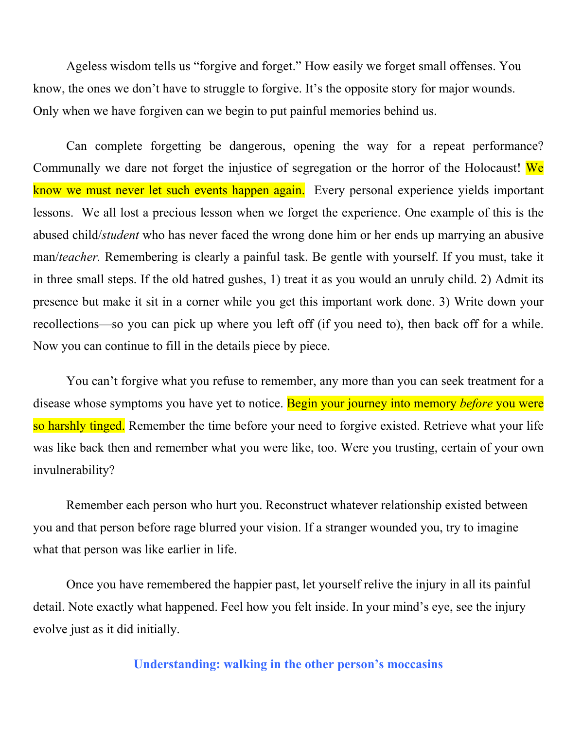Ageless wisdom tells us "forgive and forget." How easily we forget small offenses. You know, the ones we don't have to struggle to forgive. It's the opposite story for major wounds. Only when we have forgiven can we begin to put painful memories behind us.

Can complete forgetting be dangerous, opening the way for a repeat performance? Communally we dare not forget the injustice of segregation or the horror of the Holocaust! We know we must never let such events happen again. Every personal experience yields important lessons. We all lost a precious lesson when we forget the experience. One example of this is the abused child/*student* who has never faced the wrong done him or her ends up marrying an abusive man/*teacher.* Remembering is clearly a painful task. Be gentle with yourself. If you must, take it in three small steps. If the old hatred gushes, 1) treat it as you would an unruly child. 2) Admit its presence but make it sit in a corner while you get this important work done. 3) Write down your recollections—so you can pick up where you left off (if you need to), then back off for a while. Now you can continue to fill in the details piece by piece.

You can't forgive what you refuse to remember, any more than you can seek treatment for a disease whose symptoms you have yet to notice. Begin your journey into memory *before* you were so harshly tinged. Remember the time before your need to forgive existed. Retrieve what your life was like back then and remember what you were like, too. Were you trusting, certain of your own invulnerability?

Remember each person who hurt you. Reconstruct whatever relationship existed between you and that person before rage blurred your vision. If a stranger wounded you, try to imagine what that person was like earlier in life.

Once you have remembered the happier past, let yourself relive the injury in all its painful detail. Note exactly what happened. Feel how you felt inside. In your mind's eye, see the injury evolve just as it did initially.

## Understanding: walking in the other person's moccasins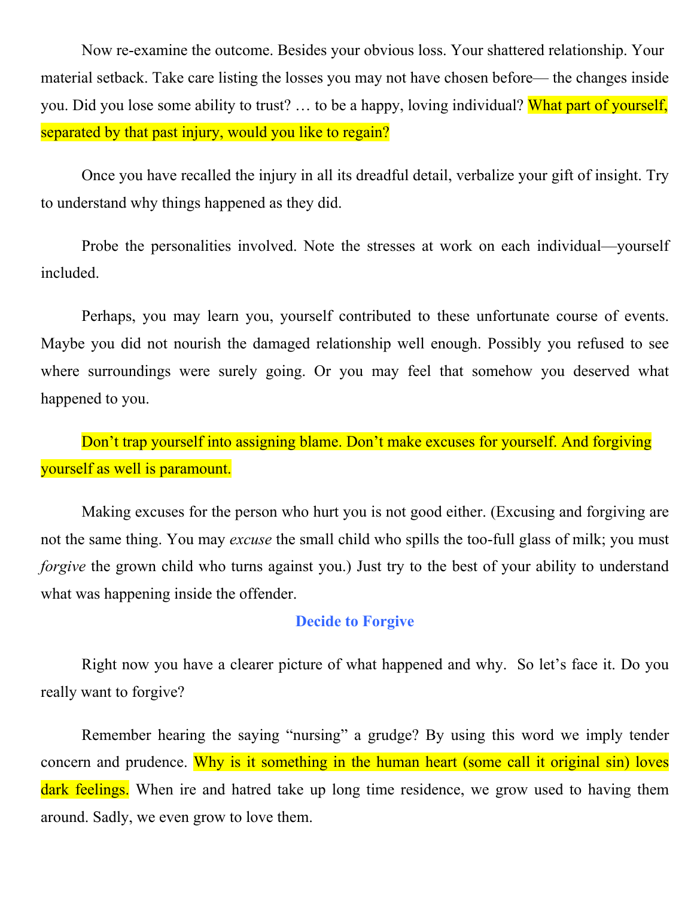Now re-examine the outcome. Besides your obvious loss. Your shattered relationship. Your material setback. Take care listing the losses you may not have chosen before— the changes inside you. Did you lose some ability to trust? … to be a happy, loving individual? What part of yourself, separated by that past injury, would you like to regain?

Once you have recalled the injury in all its dreadful detail, verbalize your gift of insight. Try to understand why things happened as they did.

Probe the personalities involved. Note the stresses at work on each individual—yourself included.

Perhaps, you may learn you, yourself contributed to these unfortunate course of events. Maybe you did not nourish the damaged relationship well enough. Possibly you refused to see where surroundings were surely going. Or you may feel that somehow you deserved what happened to you.

Don't trap yourself into assigning blame. Don't make excuses for yourself. And forgiving yourself as well is paramount.

Making excuses for the person who hurt you is not good either. (Excusing and forgiving are not the same thing. You may *excuse* the small child who spills the too-full glass of milk; you must *forgive* the grown child who turns against you.) Just try to the best of your ability to understand what was happening inside the offender.

## Decide to Forgive

Right now you have a clearer picture of what happened and why. So let's face it. Do you really want to forgive?

Remember hearing the saying "nursing" a grudge? By using this word we imply tender concern and prudence. Why is it something in the human heart (some call it original sin) loves dark feelings. When ire and hatred take up long time residence, we grow used to having them around. Sadly, we even grow to love them.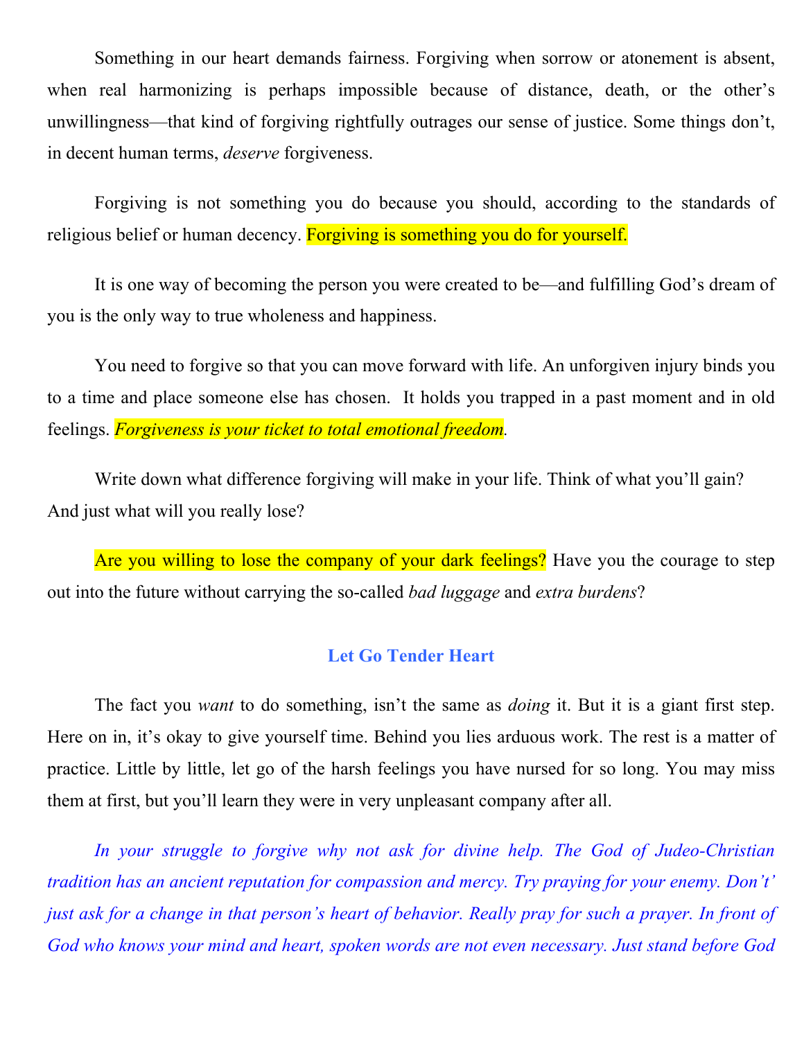Something in our heart demands fairness. Forgiving when sorrow or atonement is absent, when real harmonizing is perhaps impossible because of distance, death, or the other's unwillingness—that kind of forgiving rightfully outrages our sense of justice. Some things don't, in decent human terms, *deserve* forgiveness.

Forgiving is not something you do because you should, according to the standards of religious belief or human decency. Forgiving is something you do for yourself.

It is one way of becoming the person you were created to be—and fulfilling God's dream of you is the only way to true wholeness and happiness.

You need to forgive so that you can move forward with life. An unforgiven injury binds you to a time and place someone else has chosen. It holds you trapped in a past moment and in old feelings. *Forgiveness is your ticket to total emotional freedom*.

Write down what difference forgiving will make in your life. Think of what you'll gain? And just what will you really lose?

Are you willing to lose the company of your dark feelings? Have you the courage to step out into the future without carrying the so-called *bad luggage* and *extra burdens*?

## Let Go Tender Heart

The fact you *want* to do something, isn't the same as *doing* it. But it is a giant first step. Here on in, it's okay to give yourself time. Behind you lies arduous work. The rest is a matter of practice. Little by little, let go of the harsh feelings you have nursed for so long. You may miss them at first, but you'll learn they were in very unpleasant company after all.

*In your struggle to forgive why not ask for divine help. The God of Judeo-Christian tradition has an ancient reputation for compassion and mercy. Try praying for your enemy. Don't' just ask for a change in that person's heart of behavior. Really pray for such a prayer. In front of God who knows your mind and heart, spoken words are not even necessary. Just stand before God*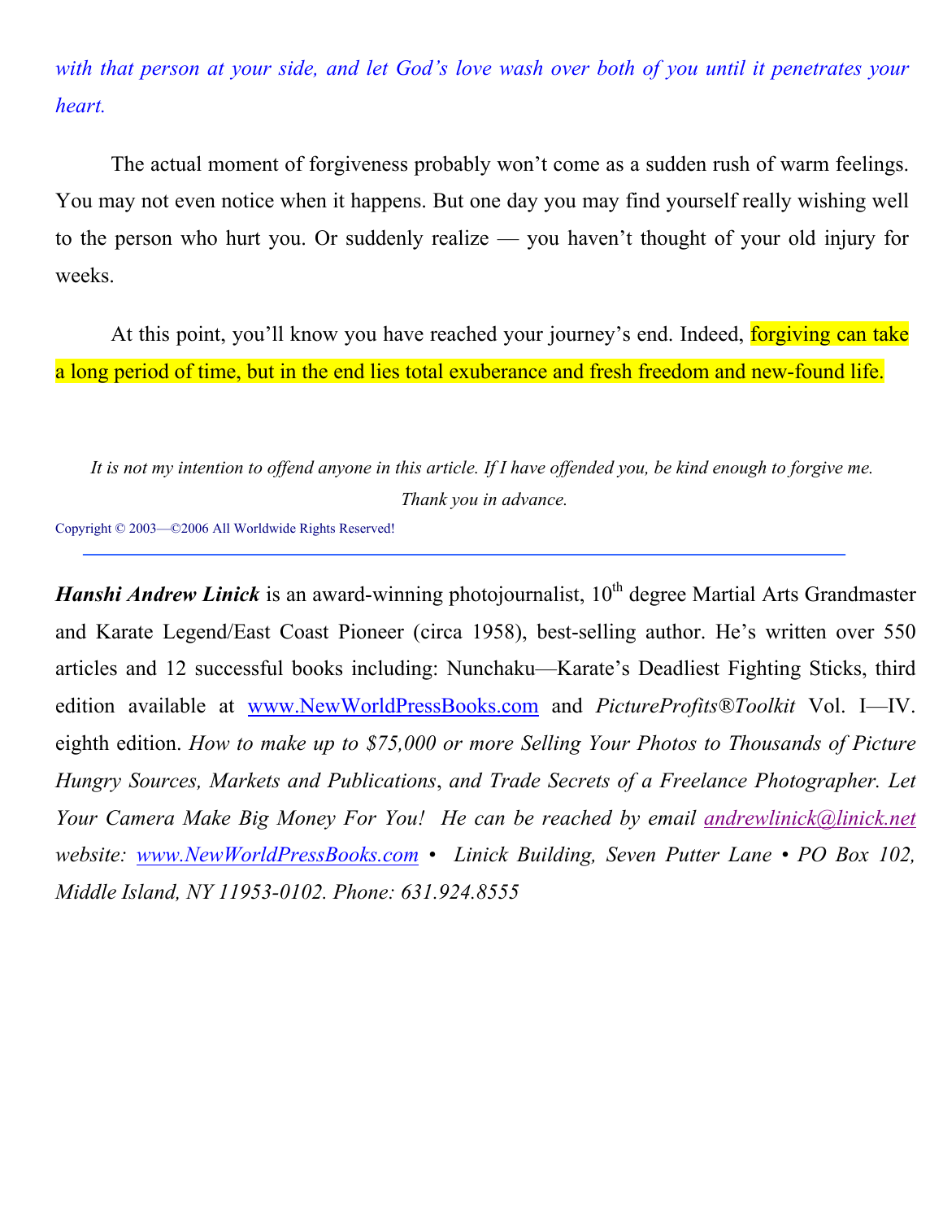*with that person at your side, and let God's love wash over both of you until it penetrates your heart.*

The actual moment of forgiveness probably won't come as a sudden rush of warm feelings. You may not even notice when it happens. But one day you may find yourself really wishing well to the person who hurt you. Or suddenly realize — you haven't thought of your old injury for weeks.

At this point, you'll know you have reached your journey's end. Indeed, forgiving can take a long period of time, but in the end lies total exuberance and fresh freedom and new-found life.

*It is not my intention to offend anyone in this article. If I have offended you, be kind enough to forgive me. Thank you in advance.*

Copyright © 2003—©2006 All Worldwide Rights Reserved!

---

***Hanshi Andrew Linick*** is an award-winning photojournalist, 10th degree Martial Arts Grandmaster and Karate Legend/East Coast Pioneer (circa 1958), best-selling author. He's written over 550 articles and 12 successful books including: Nunchaku—Karate's Deadliest Fighting Sticks, third edition available at www.NewWorldPressBooks.com and *PictureProfits®Toolkit* Vol. I—IV. eighth edition. *How to make up to $75,000 or more Selling Your Photos to Thousands of Picture Hungry Sources, Markets and Publications*, *and Trade Secrets of a Freelance Photographer. Let Your Camera Make Big Money For You! He can be reached by email andrewlinick@linick.net website: www.NewWorldPressBooks.com • Linick Building, Seven Putter Lane • PO Box 102, Middle Island, NY 11953-0102. Phone: 631.924.8555*